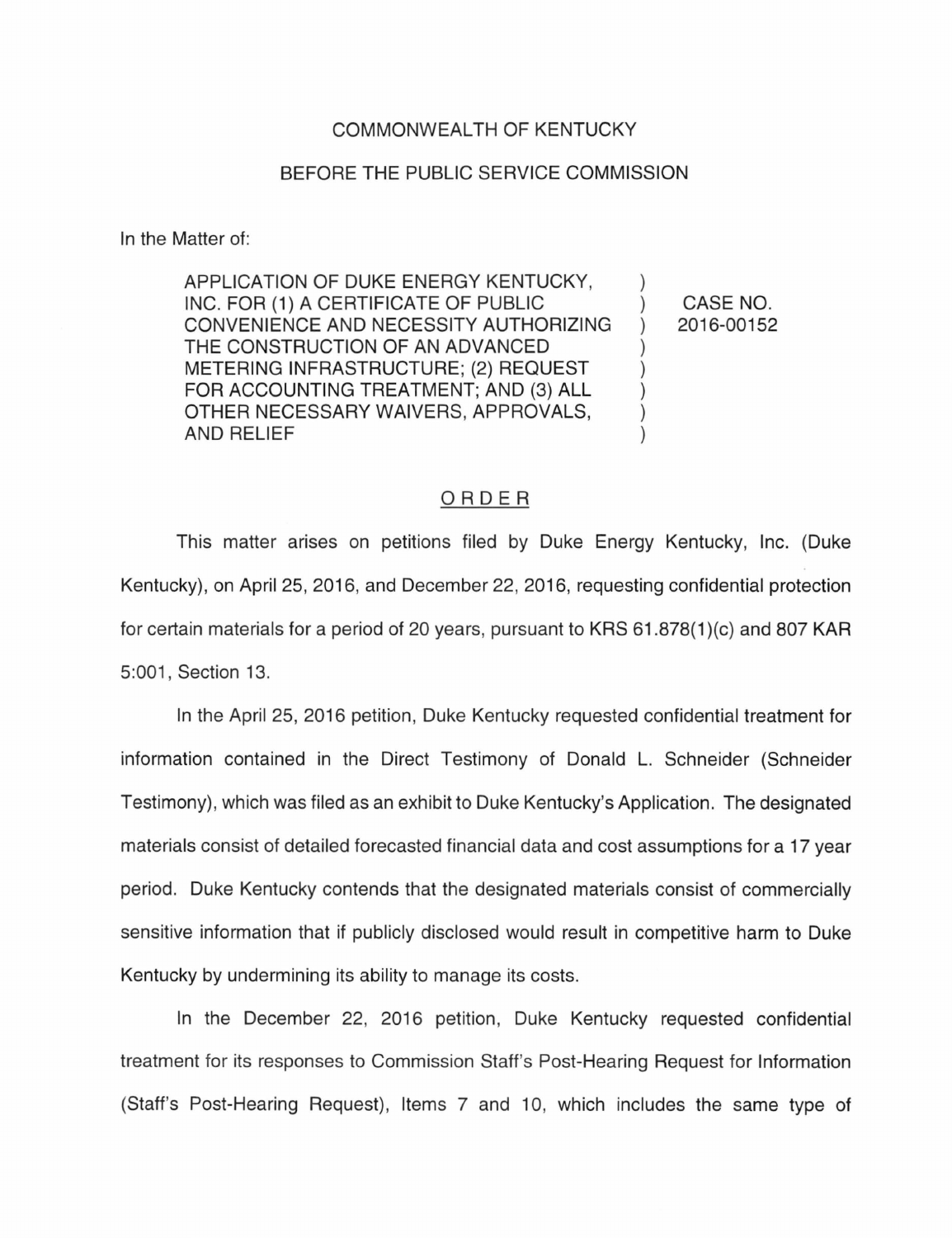COMMONWEALTH OF KENTUCKY

BEFORE THE PUBLIC SERVICE COMMISSION

In the Matter of:

| | | |
|---|---|---|
| APPLICATION OF DUKE ENERGY KENTUCKY, INC. FOR (1) A CERTIFICATE OF PUBLIC CONVENIENCE AND NECESSITY AUTHORIZING THE CONSTRUCTION OF AN ADVANCED METERING INFRASTRUCTURE; (2) REQUEST FOR ACCOUNTING TREATMENT; AND (3) ALL OTHER NECESSARY WAIVERS, APPROVALS, AND RELIEF | ) ) ) ) ) ) ) ) | CASE NO. 2016-00152 |

## ORDER

This matter arises on petitions filed by Duke Energy Kentucky, Inc. (Duke Kentucky), on April 25, 2016, and December 22, 2016, requesting confidential protection for certain materials for a period of 20 years, pursuant to KRS 61.878(1)(c) and 807 KAR 5:001, Section 13.

In the April 25, 2016 petition, Duke Kentucky requested confidential treatment for information contained in the Direct Testimony of Donald L. Schneider (Schneider Testimony), which was filed as an exhibit to Duke Kentucky's Application. The designated materials consist of detailed forecasted financial data and cost assumptions for a 17 year period. Duke Kentucky contends that the designated materials consist of commercially sensitive information that if publicly disclosed would result in competitive harm to Duke Kentucky by undermining its ability to manage its costs.

In the December 22, 2016 petition, Duke Kentucky requested confidential treatment for its responses to Commission Staff's Post-Hearing Request for Information (Staff's Post-Hearing Request), Items 7 and 10, which includes the same type of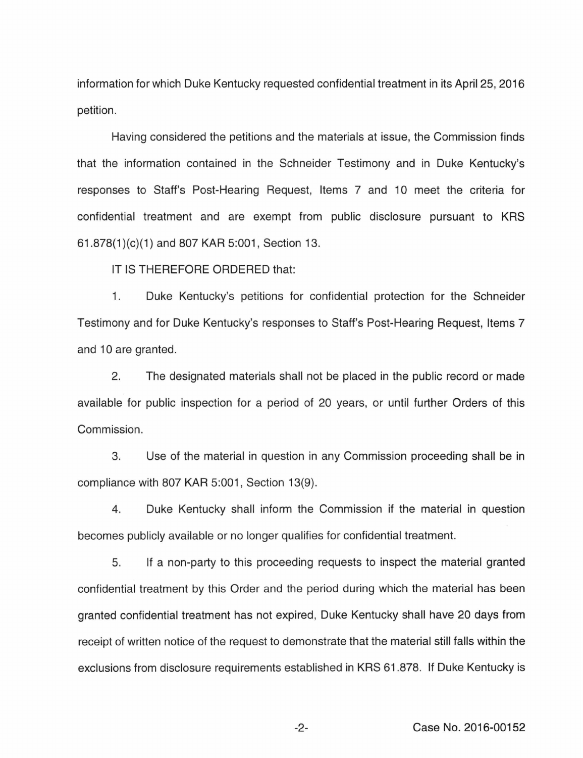information for which Duke Kentucky requested confidential treatment in its April 25, 2016 petition.

Having considered the petitions and the materials at issue, the Commission finds that the information contained in the Schneider Testimony and in Duke Kentucky's responses to Staff's Post-Hearing Request, Items 7 and 10 meet the criteria for confidential treatment and are exempt from public disclosure pursuant to KRS 61.878(1)(c)(1) and 807 KAR 5:001, Section 13.

IT IS THEREFORE ORDERED that:

1. Duke Kentucky's petitions for confidential protection for the Schneider Testimony and for Duke Kentucky's responses to Staff's Post-Hearing Request, Items 7 and 10 are granted.

2. The designated materials shall not be placed in the public record or made available for public inspection for a period of 20 years, or until further Orders of this Commission.

3. Use of the material in question in any Commission proceeding shall be in compliance with 807 KAR 5:001, Section 13(9).

4. Duke Kentucky shall inform the Commission if the material in question becomes publicly available or no longer qualifies for confidential treatment.

5. If a non-party to this proceeding requests to inspect the material granted confidential treatment by this Order and the period during which the material has been granted confidential treatment has not expired, Duke Kentucky shall have 20 days from receipt of written notice of the request to demonstrate that the material still falls within the exclusions from disclosure requirements established in KRS 61.878. If Duke Kentucky is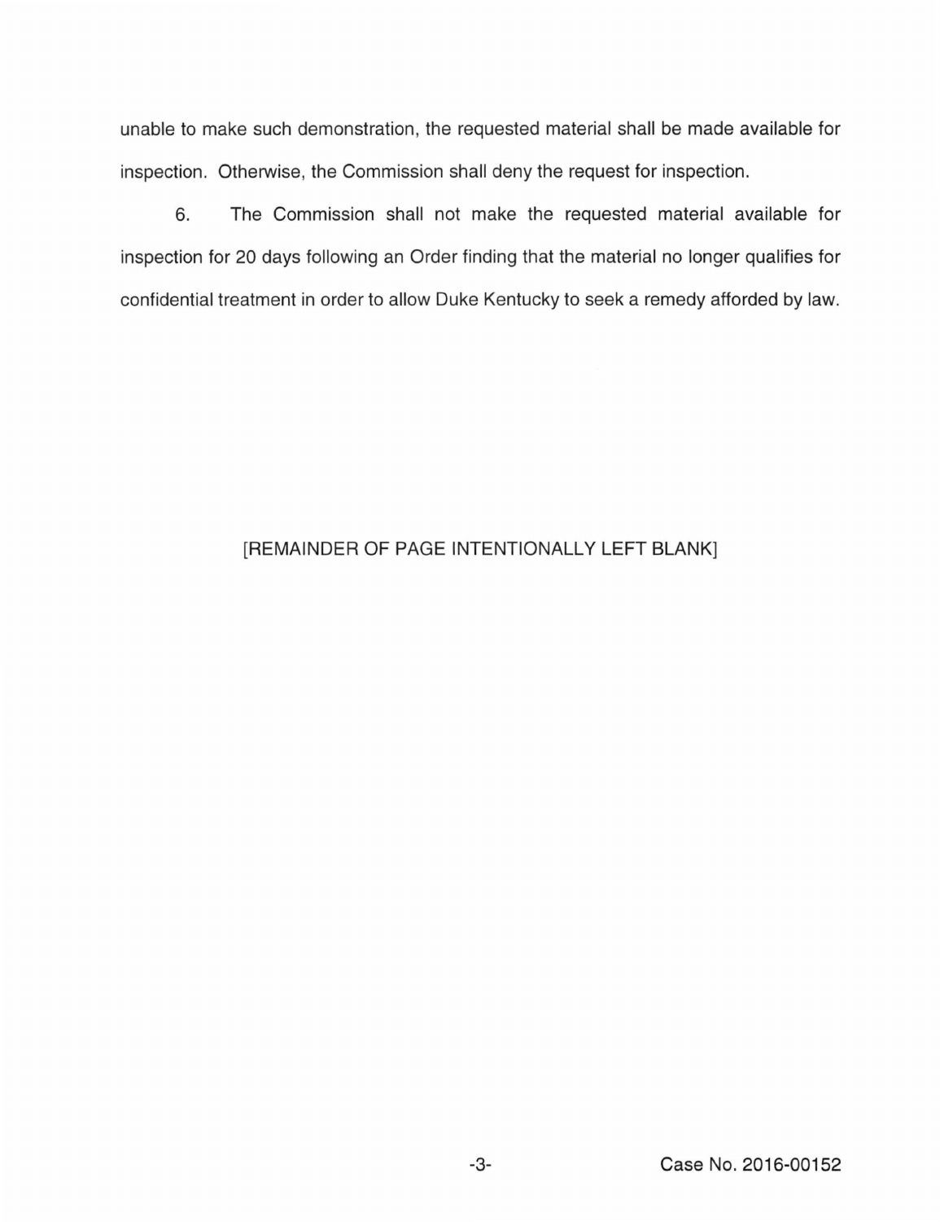unable to make such demonstration, the requested material shall be made available for inspection. Otherwise, the Commission shall deny the request for inspection.

6. The Commission shall not make the requested material available for inspection for 20 days following an Order finding that the material no longer qualifies for confidential treatment in order to allow Duke Kentucky to seek a remedy afforded by law.

[REMAINDER OF PAGE INTENTIONALLY LEFT BLANK]

Case No. 2016-00152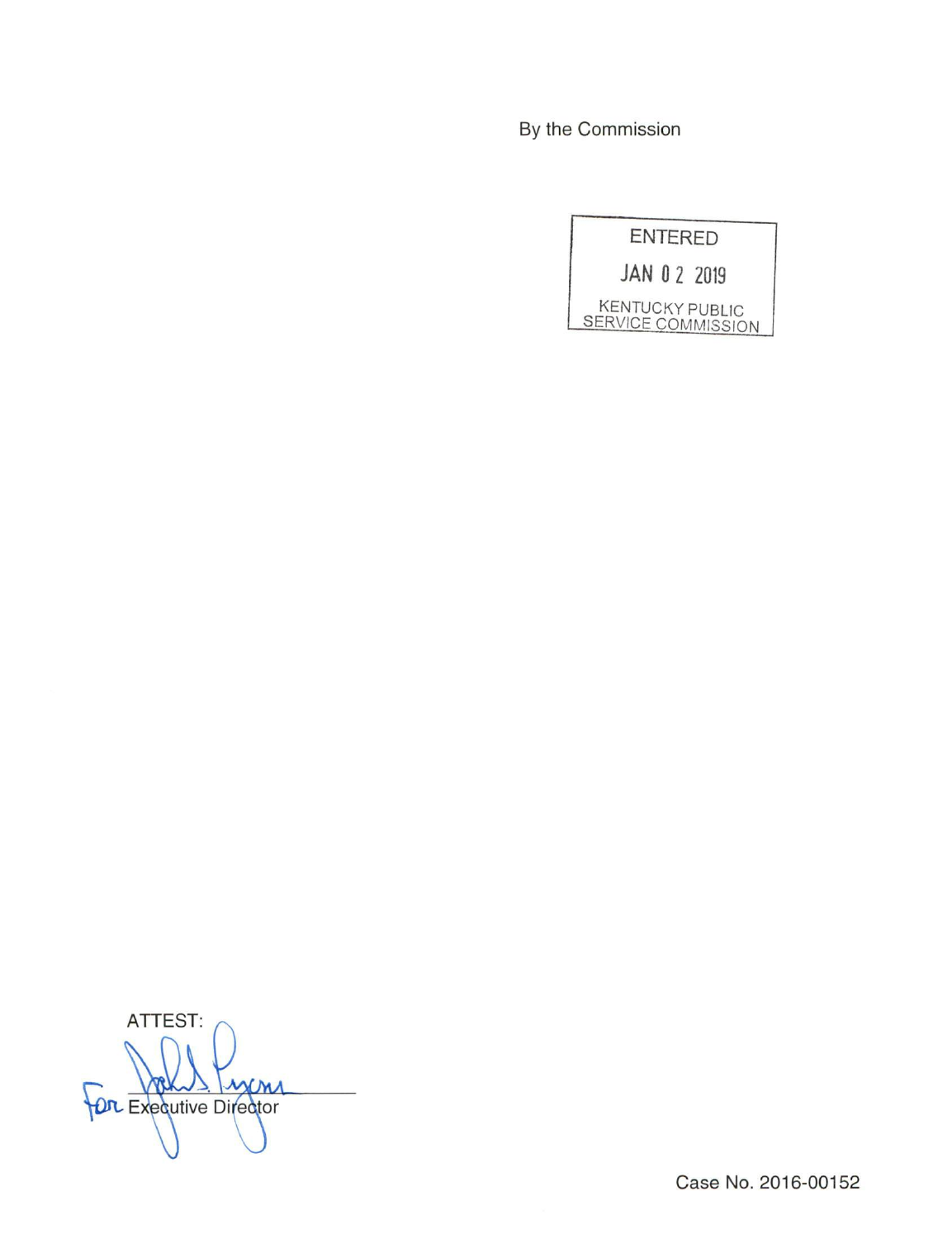By the Commission

ENTERED

JAN 02 2019

KENTUCKY PUBLIC SERVICE COMMISSION

ATTEST:

For Executive Director

Case No. 2016-00152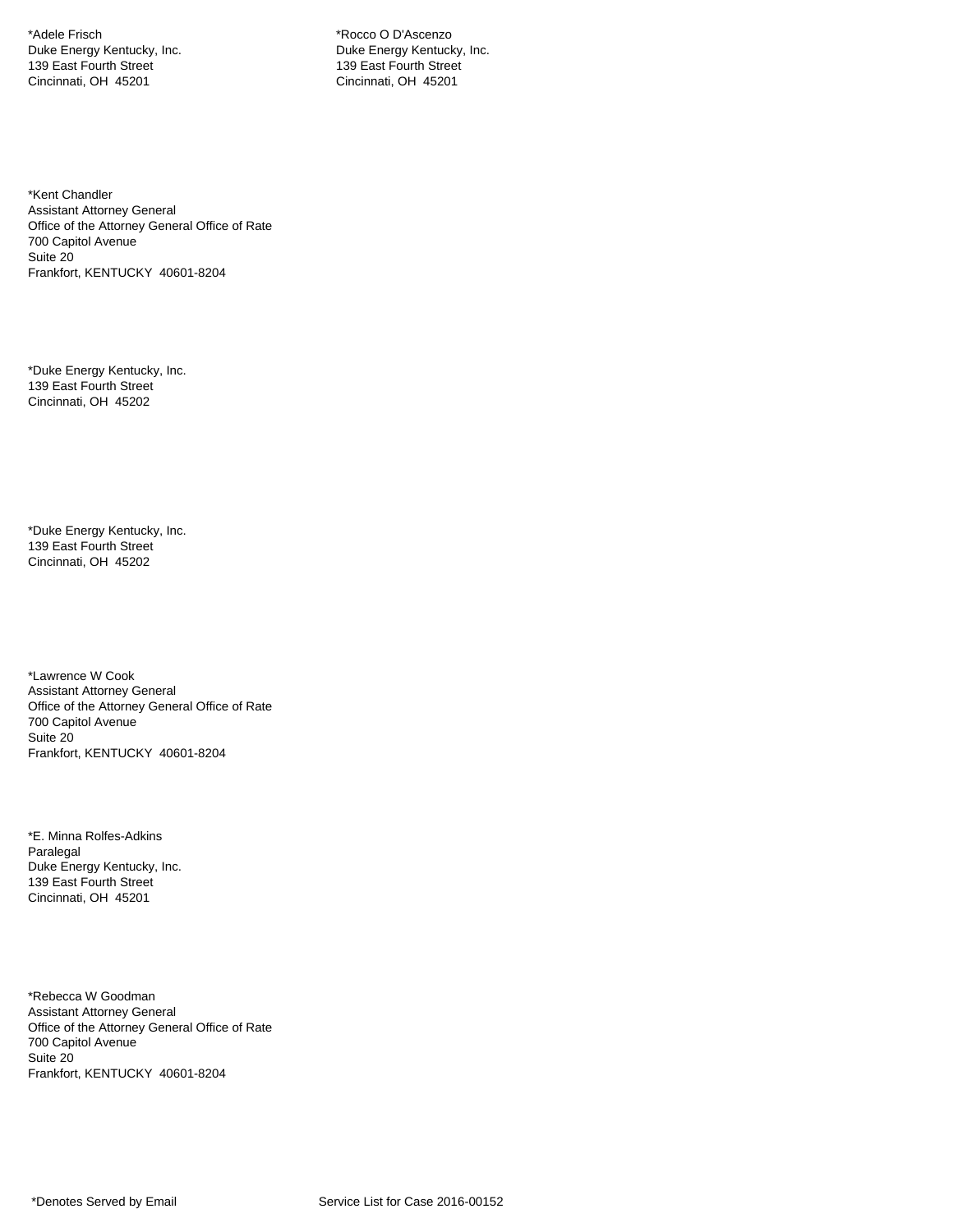*Adele Frisch
Duke Energy Kentucky, Inc.
139 East Fourth Street
Cincinnati, OH  45201

*Rocco O D'Ascenzo
Duke Energy Kentucky, Inc.
139 East Fourth Street
Cincinnati, OH  45201

*Kent Chandler
Assistant Attorney General
Office of the Attorney General Office of Rate
700 Capitol Avenue
Suite 20
Frankfort, KENTUCKY  40601-8204

*Duke Energy Kentucky, Inc.
139 East Fourth Street
Cincinnati, OH  45202

*Duke Energy Kentucky, Inc.
139 East Fourth Street
Cincinnati, OH  45202

*Lawrence W Cook
Assistant Attorney General
Office of the Attorney General Office of Rate
700 Capitol Avenue
Suite 20
Frankfort, KENTUCKY  40601-8204

*E. Minna Rolfes-Adkins
Paralegal
Duke Energy Kentucky, Inc.
139 East Fourth Street
Cincinnati, OH  45201

*Rebecca W Goodman
Assistant Attorney General
Office of the Attorney General Office of Rate
700 Capitol Avenue
Suite 20
Frankfort, KENTUCKY  40601-8204

*Denotes Served by Email

Service List for Case 2016-00152